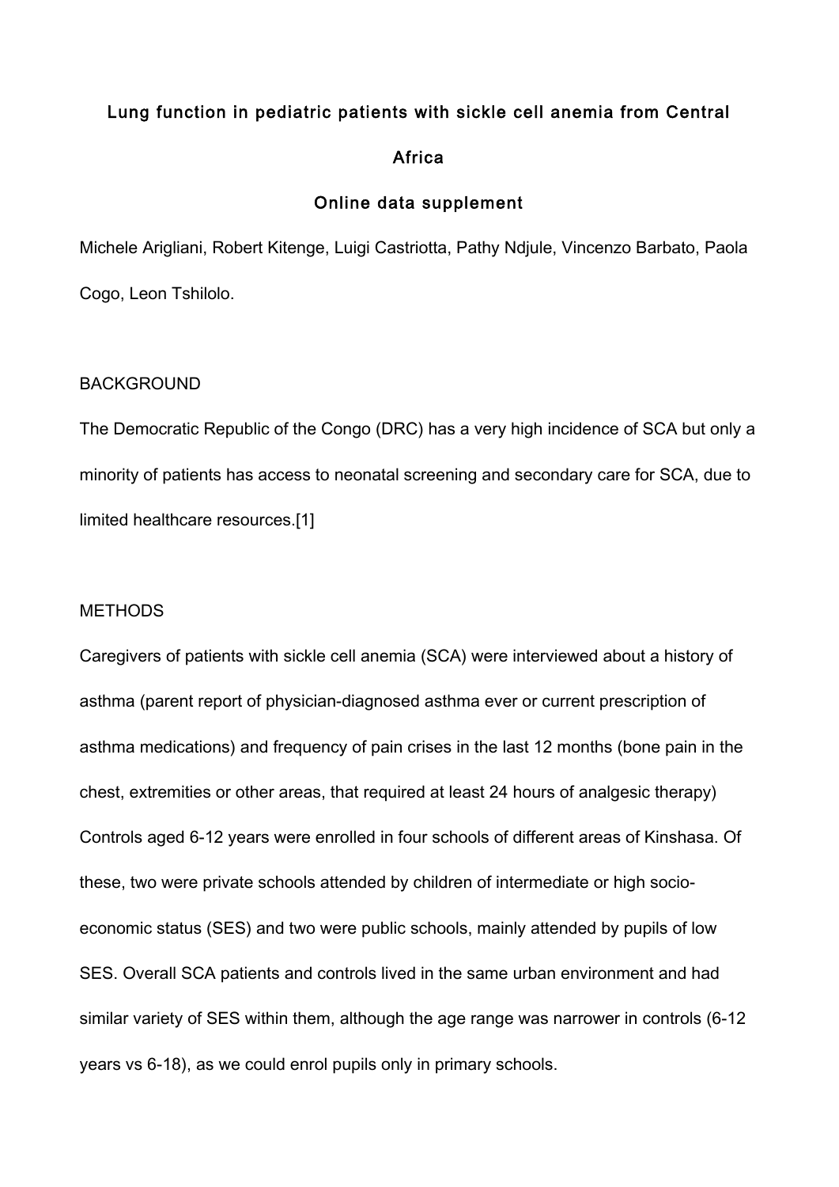# Lung function in pediatric patients with sickle cell anemia from Central Africa

## Online data supplement

Michele Arigliani, Robert Kitenge, Luigi Castriotta, Pathy Ndjule, Vincenzo Barbato, Paola Cogo, Leon Tshilolo.

## BACKGROUND

The Democratic Republic of the Congo (DRC) has a very high incidence of SCA but only a minority of patients has access to neonatal screening and secondary care for SCA, due to limited healthcare resources.[1]

## METHODS

Caregivers of patients with sickle cell anemia (SCA) were interviewed about a history of asthma (parent report of physician-diagnosed asthma ever or current prescription of asthma medications) and frequency of pain crises in the last 12 months (bone pain in the chest, extremities or other areas, that required at least 24 hours of analgesic therapy) Controls aged 6-12 years were enrolled in four schools of different areas of Kinshasa. Of these, two were private schools attended by children of intermediate or high socio-economic status (SES) and two were public schools, mainly attended by pupils of low SES. Overall SCA patients and controls lived in the same urban environment and had similar variety of SES within them, although the age range was narrower in controls (6-12 years vs 6-18), as we could enrol pupils only in primary schools.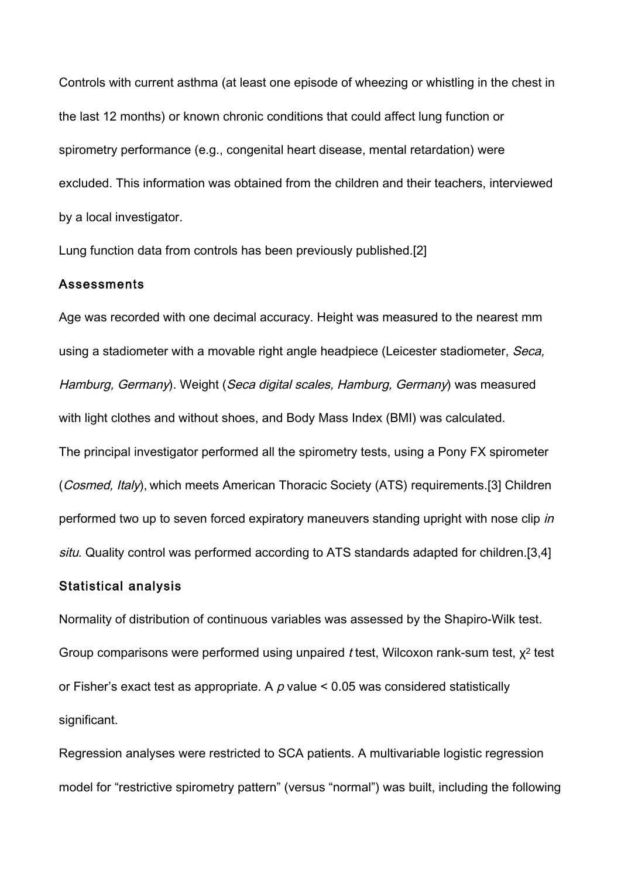Controls with current asthma (at least one episode of wheezing or whistling in the chest in the last 12 months) or known chronic conditions that could affect lung function or spirometry performance (e.g., congenital heart disease, mental retardation) were excluded. This information was obtained from the children and their teachers, interviewed by a local investigator.

Lung function data from controls has been previously published.[2]

### Assessments

Age was recorded with one decimal accuracy. Height was measured to the nearest mm using a stadiometer with a movable right angle headpiece (Leicester stadiometer, *Seca, Hamburg, Germany*). Weight (*Seca digital scales, Hamburg, Germany*) was measured with light clothes and without shoes, and Body Mass Index (BMI) was calculated.

The principal investigator performed all the spirometry tests, using a Pony FX spirometer (*Cosmed, Italy*), which meets American Thoracic Society (ATS) requirements.[3] Children performed two up to seven forced expiratory maneuvers standing upright with nose clip *in situ*. Quality control was performed according to ATS standards adapted for children.[3,4]

### Statistical analysis

Normality of distribution of continuous variables was assessed by the Shapiro-Wilk test. Group comparisons were performed using unpaired *t* test, Wilcoxon rank-sum test, $\chi^2$ test or Fisher's exact test as appropriate. A $p$ value $< 0.05$ was considered statistically significant.

Regression analyses were restricted to SCA patients. A multivariable logistic regression model for "restrictive spirometry pattern" (versus "normal") was built, including the following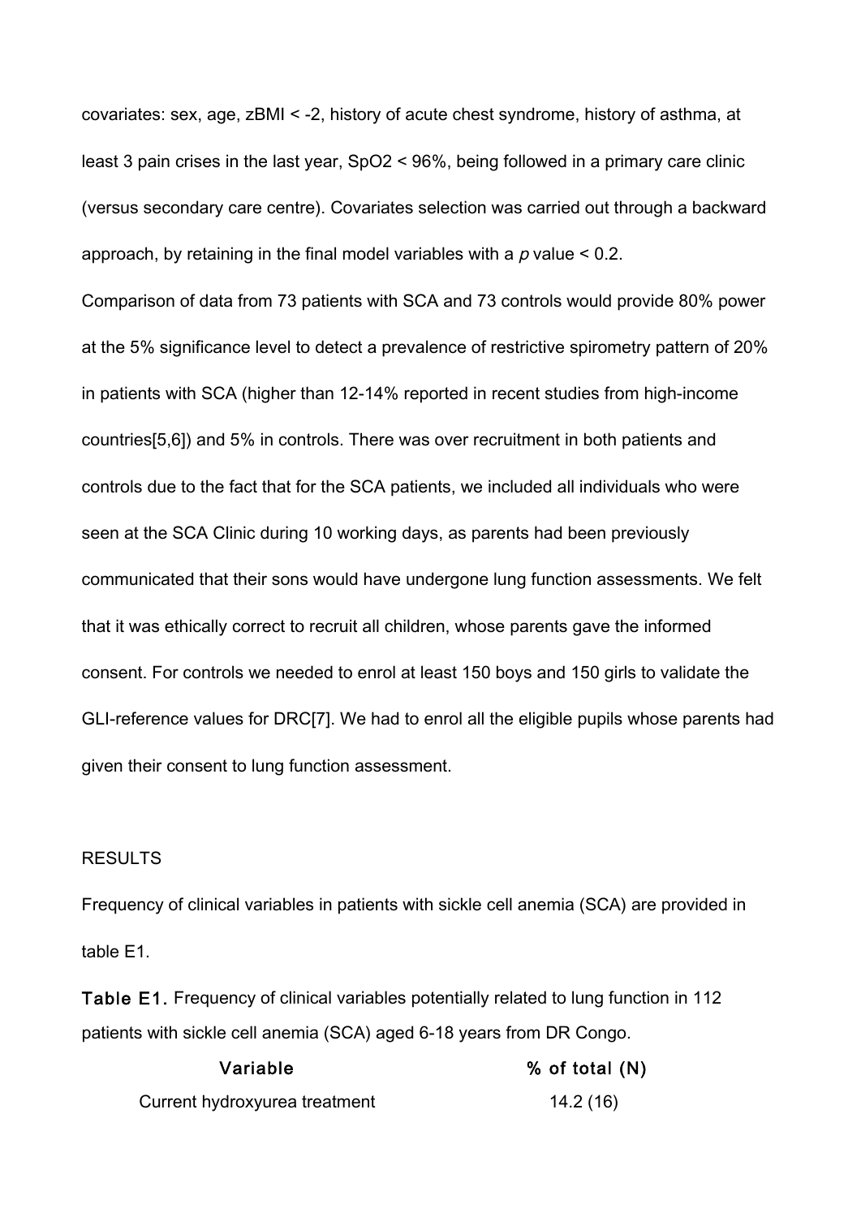covariates: sex, age, zBMI < -2, history of acute chest syndrome, history of asthma, at least 3 pain crises in the last year, SpO2 < 96%, being followed in a primary care clinic (versus secondary care centre). Covariates selection was carried out through a backward approach, by retaining in the final model variables with a *p* value < 0.2.

Comparison of data from 73 patients with SCA and 73 controls would provide 80% power at the 5% significance level to detect a prevalence of restrictive spirometry pattern of 20% in patients with SCA (higher than 12-14% reported in recent studies from high-income countries[5,6]) and 5% in controls. There was over recruitment in both patients and controls due to the fact that for the SCA patients, we included all individuals who were seen at the SCA Clinic during 10 working days, as parents had been previously communicated that their sons would have undergone lung function assessments. We felt that it was ethically correct to recruit all children, whose parents gave the informed consent. For controls we needed to enrol at least 150 boys and 150 girls to validate the GLI-reference values for DRC[7]. We had to enrol all the eligible pupils whose parents had given their consent to lung function assessment.

## RESULTS

Frequency of clinical variables in patients with sickle cell anemia (SCA) are provided in table E1.

**Table E1.** Frequency of clinical variables potentially related to lung function in 112 patients with sickle cell anemia (SCA) aged 6-18 years from DR Congo.

| Variable | % of total (N) |
|---|---|
| Current hydroxyurea treatment | 14.2 (16) |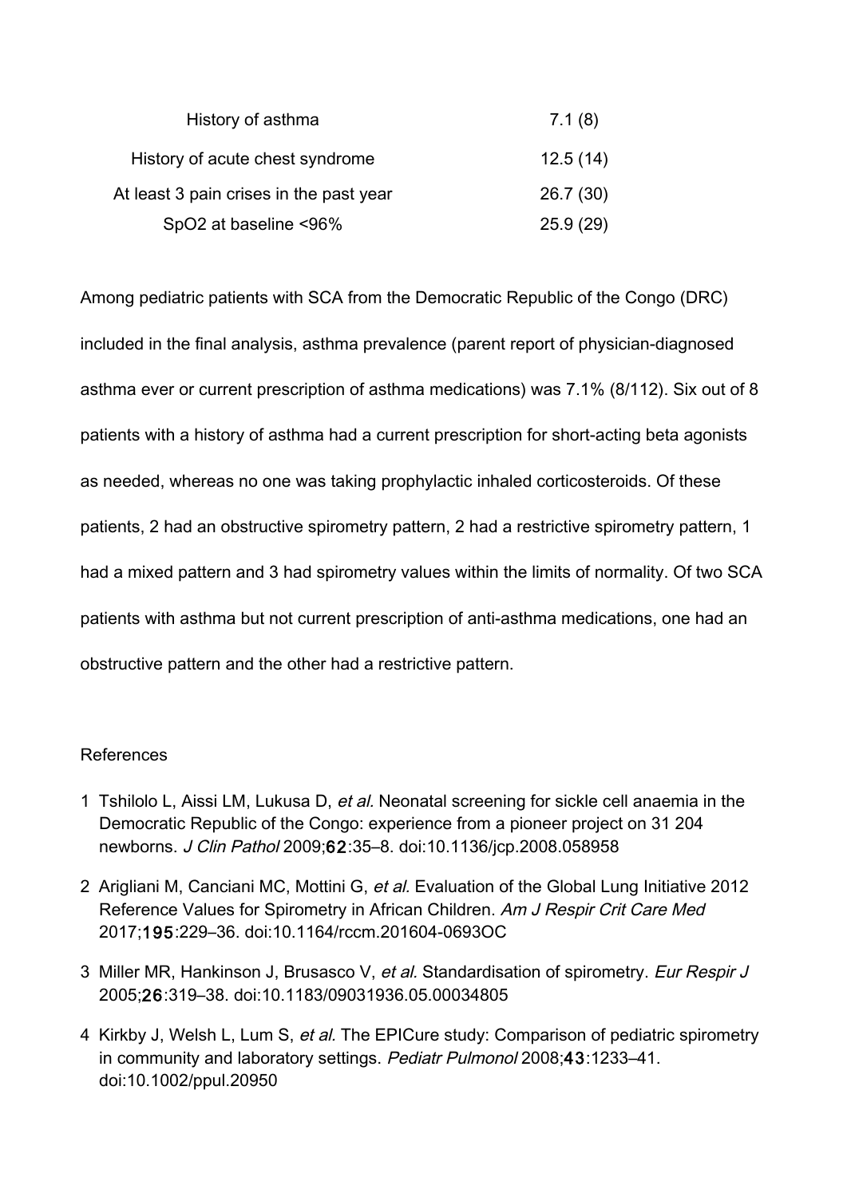| | |
|---|---|
| History of asthma | 7.1 (8) |
| History of acute chest syndrome | 12.5 (14) |
| At least 3 pain crises in the past year | 26.7 (30) |
| SpO2 at baseline <96% | 25.9 (29) |

Among pediatric patients with SCA from the Democratic Republic of the Congo (DRC) included in the final analysis, asthma prevalence (parent report of physician-diagnosed asthma ever or current prescription of asthma medications) was 7.1% (8/112). Six out of 8 patients with a history of asthma had a current prescription for short-acting beta agonists as needed, whereas no one was taking prophylactic inhaled corticosteroids. Of these patients, 2 had an obstructive spirometry pattern, 2 had a restrictive spirometry pattern, 1 had a mixed pattern and 3 had spirometry values within the limits of normality. Of two SCA patients with asthma but not current prescription of anti-asthma medications, one had an obstructive pattern and the other had a restrictive pattern.

References

1 Tshilolo L, Aissi LM, Lukusa D, *et al.* Neonatal screening for sickle cell anaemia in the Democratic Republic of the Congo: experience from a pioneer project on 31 204 newborns. *J Clin Pathol* 2009;**62**:35–8. doi:10.1136/jcp.2008.058958

2 Arigliani M, Canciani MC, Mottini G, *et al.* Evaluation of the Global Lung Initiative 2012 Reference Values for Spirometry in African Children. *Am J Respir Crit Care Med* 2017;**195**:229–36. doi:10.1164/rccm.201604-0693OC

3 Miller MR, Hankinson J, Brusasco V, *et al.* Standardisation of spirometry. *Eur Respir J* 2005;**26**:319–38. doi:10.1183/09031936.05.00034805

4 Kirkby J, Welsh L, Lum S, *et al.* The EPICure study: Comparison of pediatric spirometry in community and laboratory settings. *Pediatr Pulmonol* 2008;**43**:1233–41. doi:10.1002/ppul.20950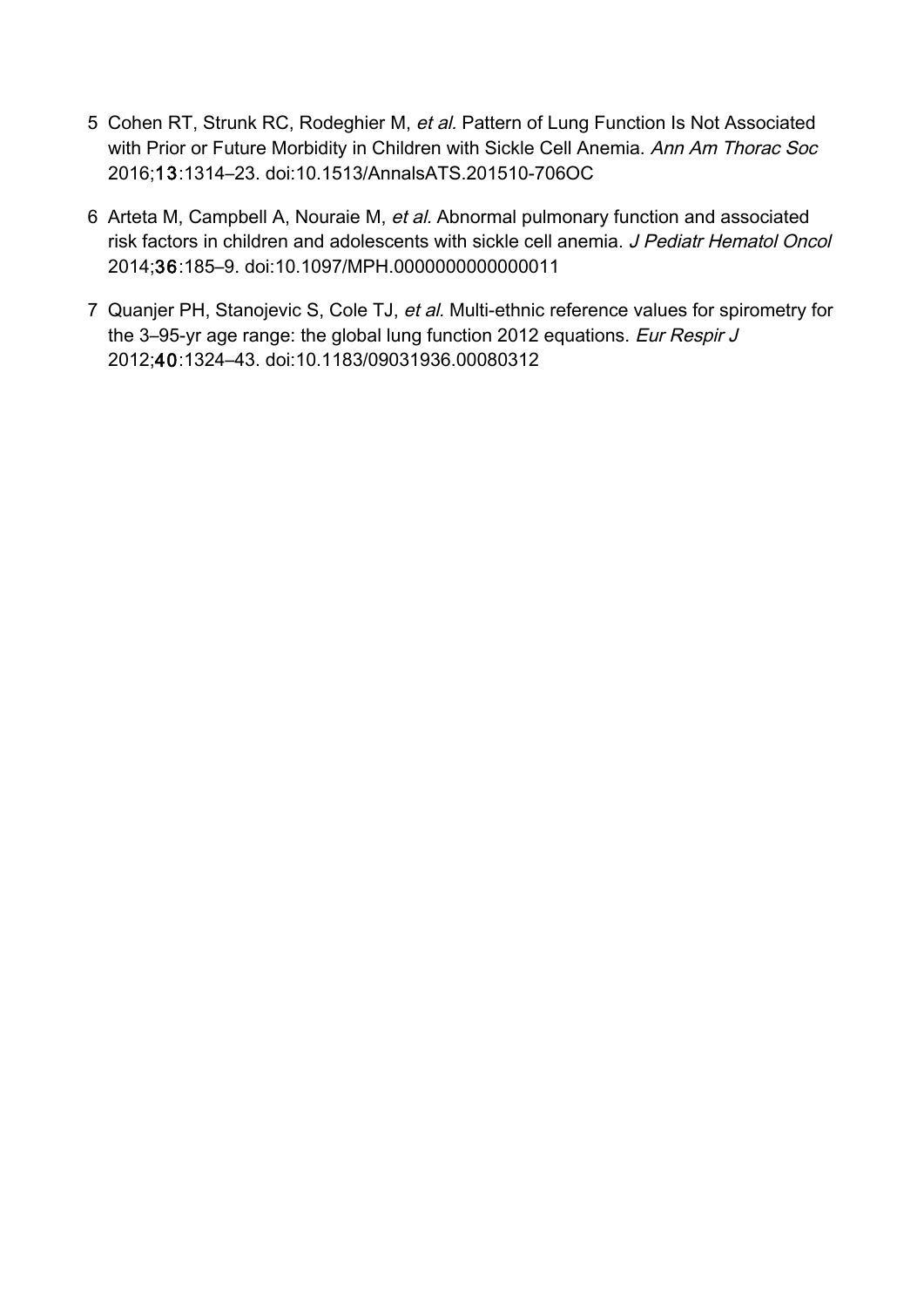5 Cohen RT, Strunk RC, Rodeghier M, *et al.* Pattern of Lung Function Is Not Associated with Prior or Future Morbidity in Children with Sickle Cell Anemia. *Ann Am Thorac Soc* 2016;**13**:1314–23. doi:10.1513/AnnalsATS.201510-706OC

6 Arteta M, Campbell A, Nouraie M, *et al.* Abnormal pulmonary function and associated risk factors in children and adolescents with sickle cell anemia. *J Pediatr Hematol Oncol* 2014;**36**:185–9. doi:10.1097/MPH.0000000000000011

7 Quanjer PH, Stanojevic S, Cole TJ, *et al.* Multi-ethnic reference values for spirometry for the 3–95-yr age range: the global lung function 2012 equations. *Eur Respir J* 2012;**40**:1324–43. doi:10.1183/09031936.00080312